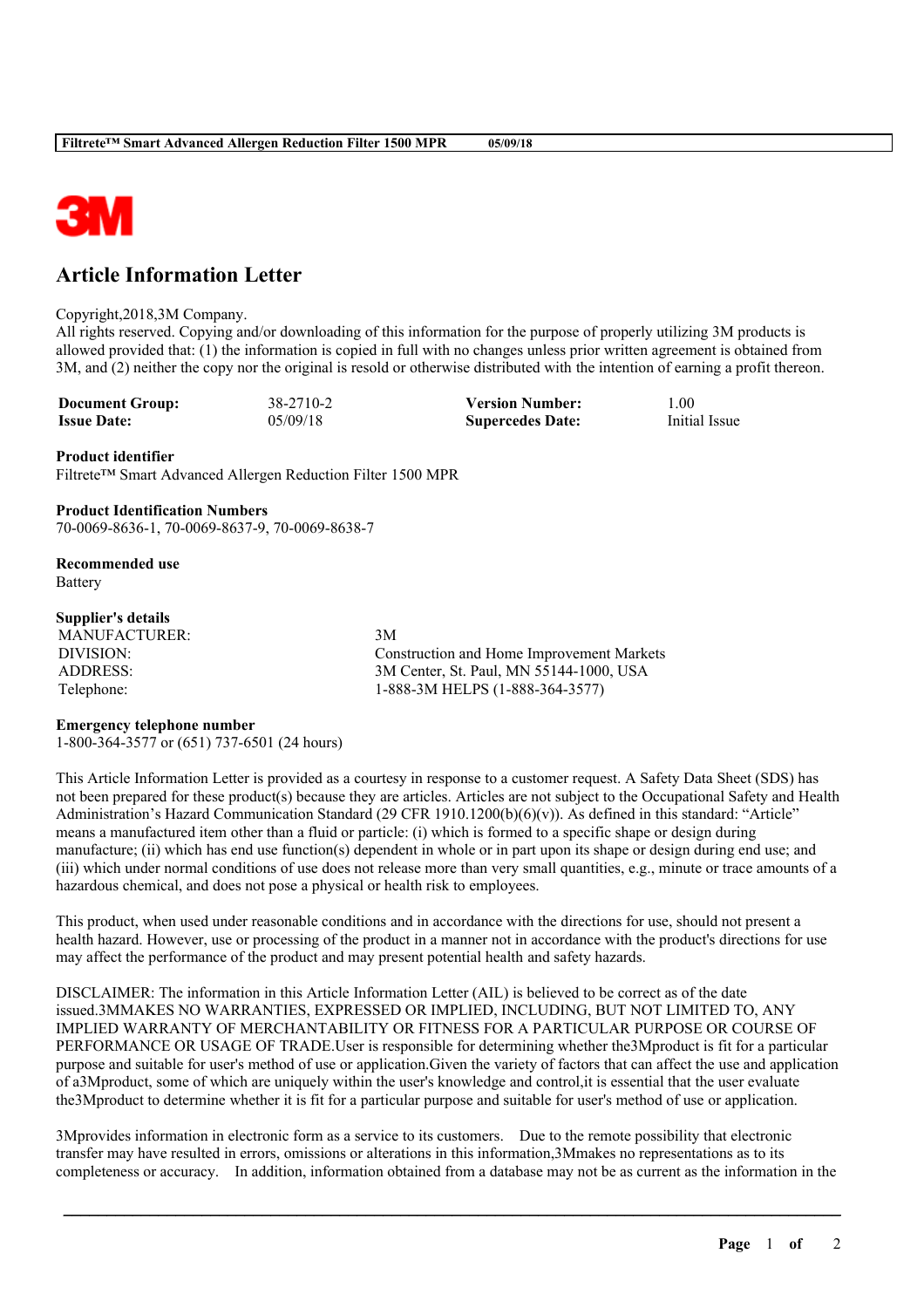# Article Information Letter

Copyright,2018,3M Company.
All rights reserved. Copying and/or downloading of this information for the purpose of properly utilizing 3M products is allowed provided that: (1) the information is copied in full with no changes unless prior written agreement is obtained from 3M, and (2) neither the copy nor the original is resold or otherwise distributed with the intention of earning a profit thereon.

| | | | |
|---|---|---|---|
| **Document Group:** | 38-2710-2 | **Version Number:** | 1.00 |
| **Issue Date:** | 05/09/18 | **Supercedes Date:** | Initial Issue |

**Product identifier**
Filtrete™ Smart Advanced Allergen Reduction Filter 1500 MPR

**Product Identification Numbers**
70-0069-8636-1, 70-0069-8637-9, 70-0069-8638-7

**Recommended use**
Battery

**Supplier's details**

| | |
|---|---|
| MANUFACTURER: | 3M |
| DIVISION: | Construction and Home Improvement Markets |
| ADDRESS: | 3M Center, St. Paul, MN 55144-1000, USA |
| Telephone: | 1-888-3M HELPS (1-888-364-3577) |

**Emergency telephone number**
1-800-364-3577 or (651) 737-6501 (24 hours)

This Article Information Letter is provided as a courtesy in response to a customer request. A Safety Data Sheet (SDS) has not been prepared for these product(s) because they are articles. Articles are not subject to the Occupational Safety and Health Administration's Hazard Communication Standard (29 CFR 1910.1200(b)(6)(v)). As defined in this standard: "Article" means a manufactured item other than a fluid or particle: (i) which is formed to a specific shape or design during manufacture; (ii) which has end use function(s) dependent in whole or in part upon its shape or design during end use; and (iii) which under normal conditions of use does not release more than very small quantities, e.g., minute or trace amounts of a hazardous chemical, and does not pose a physical or health risk to employees.

This product, when used under reasonable conditions and in accordance with the directions for use, should not present a health hazard. However, use or processing of the product in a manner not in accordance with the product's directions for use may affect the performance of the product and may present potential health and safety hazards.

DISCLAIMER: The information in this Article Information Letter (AIL) is believed to be correct as of the date issued.3MMAKES NO WARRANTIES, EXPRESSED OR IMPLIED, INCLUDING, BUT NOT LIMITED TO, ANY IMPLIED WARRANTY OF MERCHANTABILITY OR FITNESS FOR A PARTICULAR PURPOSE OR COURSE OF PERFORMANCE OR USAGE OF TRADE.User is responsible for determining whether the3Mproduct is fit for a particular purpose and suitable for user's method of use or application.Given the variety of factors that can affect the use and application of a3Mproduct, some of which are uniquely within the user's knowledge and control,it is essential that the user evaluate the3Mproduct to determine whether it is fit for a particular purpose and suitable for user's method of use or application.

3Mprovides information in electronic form as a service to its customers. Due to the remote possibility that electronic transfer may have resulted in errors, omissions or alterations in this information,3Mmakes no representations as to its completeness or accuracy. In addition, information obtained from a database may not be as current as the information in the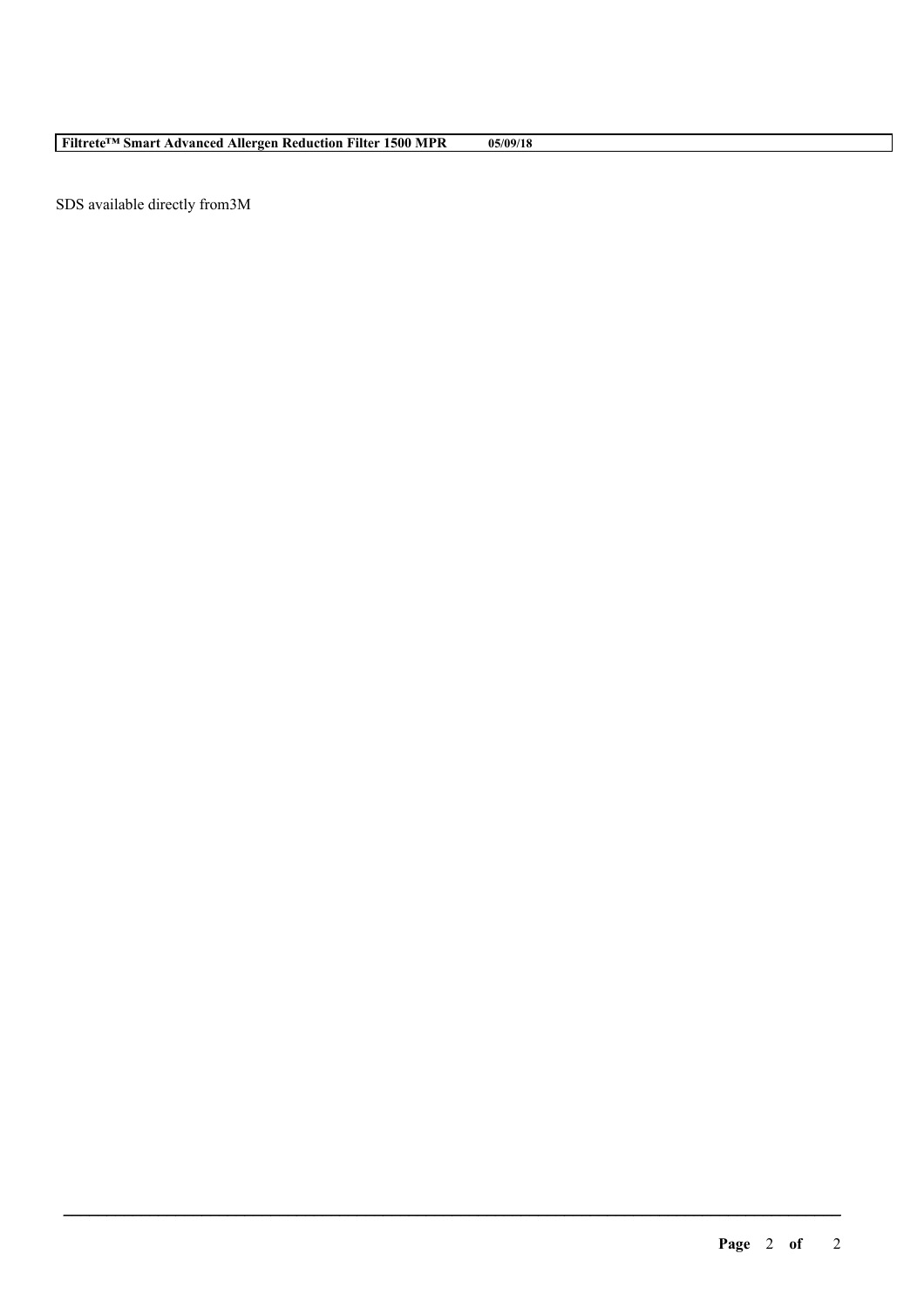SDS available directly from3M